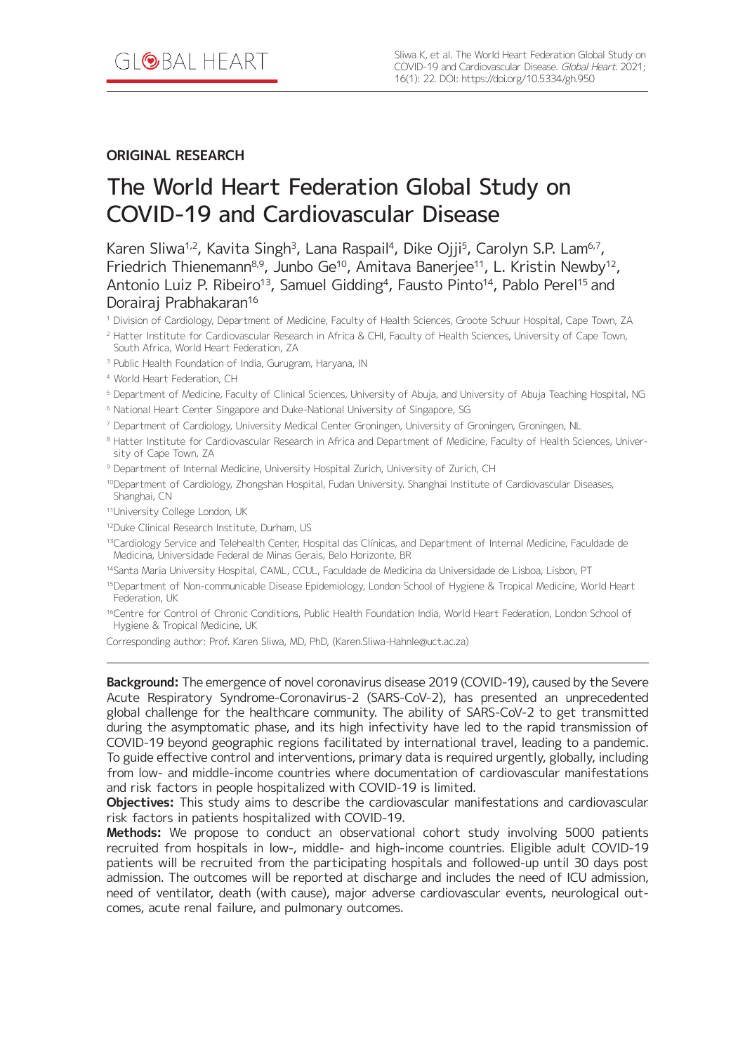## ORIGINAL RESEARCH

# The World Heart Federation Global Study on COVID-19 and Cardiovascular Disease

Karen Sliwa[1,2], Kavita Singh[3], Lana Raspail[4], Dike Ojji[5], Carolyn S.P. Lam[6,7], Friedrich Thienemann[8,9], Junbo Ge[10], Amitava Banerjee[11], L. Kristin Newby[12], Antonio Luiz P. Ribeiro[13], Samuel Gidding[4], Fausto Pinto[14], Pablo Perel[15] and Dorairaj Prabhakaran[16]

[1] Division of Cardiology, Department of Medicine, Faculty of Health Sciences, Groote Schuur Hospital, Cape Town, ZA

[2] Hatter Institute for Cardiovascular Research in Africa & CHI, Faculty of Health Sciences, University of Cape Town, South Africa, World Heart Federation, ZA

[3] Public Health Foundation of India, Gurugram, Haryana, IN

[4] World Heart Federation, CH

[5] Department of Medicine, Faculty of Clinical Sciences, University of Abuja, and University of Abuja Teaching Hospital, NG

[6] National Heart Center Singapore and Duke-National University of Singapore, SG

[7] Department of Cardiology, University Medical Center Groningen, University of Groningen, Groningen, NL

[8] Hatter Institute for Cardiovascular Research in Africa and Department of Medicine, Faculty of Health Sciences, University of Cape Town, ZA

[9] Department of Internal Medicine, University Hospital Zurich, University of Zurich, CH

[10] Department of Cardiology, Zhongshan Hospital, Fudan University. Shanghai Institute of Cardiovascular Diseases, Shanghai, CN

[11] University College London, UK

[12] Duke Clinical Research Institute, Durham, US

[13] Cardiology Service and Telehealth Center, Hospital das Clínicas, and Department of Internal Medicine, Faculdade de Medicina, Universidade Federal de Minas Gerais, Belo Horizonte, BR

[14] Santa Maria University Hospital, CAML, CCUL, Faculdade de Medicina da Universidade de Lisboa, Lisbon, PT

[15] Department of Non-communicable Disease Epidemiology, London School of Hygiene & Tropical Medicine, World Heart Federation, UK

[16] Centre for Control of Chronic Conditions, Public Health Foundation India, World Heart Federation, London School of Hygiene & Tropical Medicine, UK

Corresponding author: Prof. Karen Sliwa, MD, PhD, (Karen.Sliwa-Hahnle@uct.ac.za)

---

**Background:** The emergence of novel coronavirus disease 2019 (COVID-19), caused by the Severe Acute Respiratory Syndrome-Coronavirus-2 (SARS-CoV-2), has presented an unprecedented global challenge for the healthcare community. The ability of SARS-CoV-2 to get transmitted during the asymptomatic phase, and its high infectivity have led to the rapid transmission of COVID-19 beyond geographic regions facilitated by international travel, leading to a pandemic. To guide effective control and interventions, primary data is required urgently, globally, including from low- and middle-income countries where documentation of cardiovascular manifestations and risk factors in people hospitalized with COVID-19 is limited.

**Objectives:** This study aims to describe the cardiovascular manifestations and cardiovascular risk factors in patients hospitalized with COVID-19.

**Methods:** We propose to conduct an observational cohort study involving 5000 patients recruited from hospitals in low-, middle- and high-income countries. Eligible adult COVID-19 patients will be recruited from the participating hospitals and followed-up until 30 days post admission. The outcomes will be reported at discharge and includes the need of ICU admission, need of ventilator, death (with cause), major adverse cardiovascular events, neurological outcomes, acute renal failure, and pulmonary outcomes.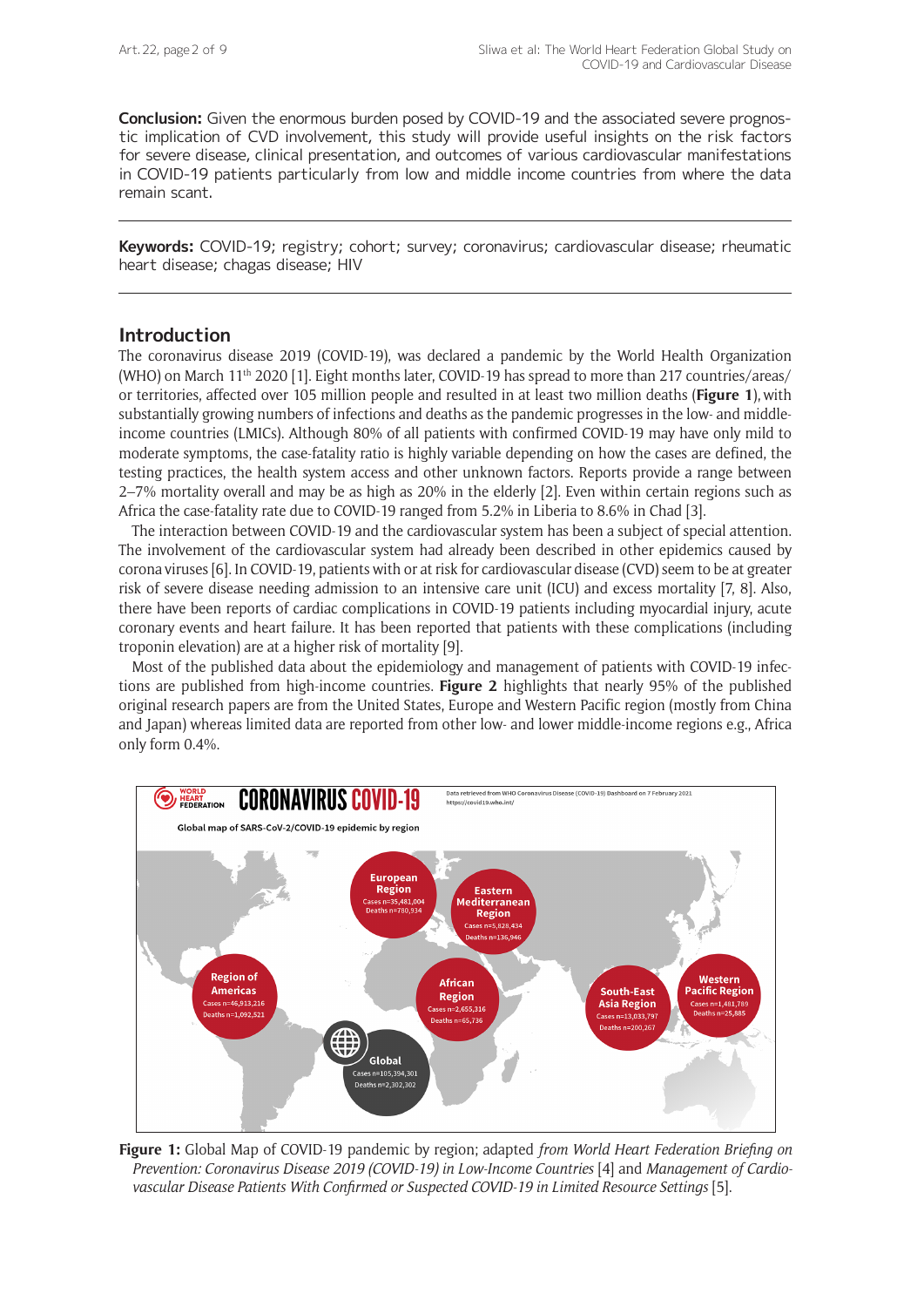**Conclusion:** Given the enormous burden posed by COVID-19 and the associated severe prognostic implication of CVD involvement, this study will provide useful insights on the risk factors for severe disease, clinical presentation, and outcomes of various cardiovascular manifestations in COVID-19 patients particularly from low and middle income countries from where the data remain scant.

**Keywords:** COVID-19; registry; cohort; survey; coronavirus; cardiovascular disease; rheumatic heart disease; chagas disease; HIV

## Introduction

The coronavirus disease 2019 (COVID-19), was declared a pandemic by the World Health Organization (WHO) on March 11th 2020 [1]. Eight months later, COVID-19 has spread to more than 217 countries/areas/or territories, affected over 105 million people and resulted in at least two million deaths (**Figure 1**), with substantially growing numbers of infections and deaths as the pandemic progresses in the low- and middle-income countries (LMICs). Although 80% of all patients with confirmed COVID-19 may have only mild to moderate symptoms, the case-fatality ratio is highly variable depending on how the cases are defined, the testing practices, the health system access and other unknown factors. Reports provide a range between 2–7% mortality overall and may be as high as 20% in the elderly [2]. Even within certain regions such as Africa the case-fatality rate due to COVID-19 ranged from 5.2% in Liberia to 8.6% in Chad [3].

The interaction between COVID-19 and the cardiovascular system has been a subject of special attention. The involvement of the cardiovascular system had already been described in other epidemics caused by corona viruses [6]. In COVID-19, patients with or at risk for cardiovascular disease (CVD) seem to be at greater risk of severe disease needing admission to an intensive care unit (ICU) and excess mortality [7, 8]. Also, there have been reports of cardiac complications in COVID-19 patients including myocardial injury, acute coronary events and heart failure. It has been reported that patients with these complications (including troponin elevation) are at a higher risk of mortality [9].

Most of the published data about the epidemiology and management of patients with COVID-19 infections are published from high-income countries. **Figure 2** highlights that nearly 95% of the published original research papers are from the United States, Europe and Western Pacific region (mostly from China and Japan) whereas limited data are reported from other low- and lower middle-income regions e.g., Africa only form 0.4%.

WORLD HEART FEDERATION

CORONAVIRUS COVID-19

Data retrieved from WHO Coronavirus Disease (COVID-19) Dashboard on 7 February 2021 https://covid19.who.int/

Global map of SARS-CoV-2/COVID-19 epidemic by region

| Region | Cases | Deaths |
| --- | --- | --- |
| European Region | 35,481,004 | 780,934 |
| Eastern Mediterranean Region | 5,828,434 | 136,946 |
| Region of Americas | 46,913,216 | 1,092,521 |
| African Region | 2,655,316 | 65,736 |
| South-East Asia Region | 13,033,797 | 200,267 |
| Western Pacific Region | 1,481,769 | 25,885 |
| Global | 105,394,301 | 2,302,302 |

**Figure 1:** Global Map of COVID-19 pandemic by region; adapted *from World Heart Federation Briefing on Prevention: Coronavirus Disease 2019 (COVID-19) in Low-Income Countries* [4] and *Management of Cardiovascular Disease Patients With Confirmed or Suspected COVID-19 in Limited Resource Settings* [5].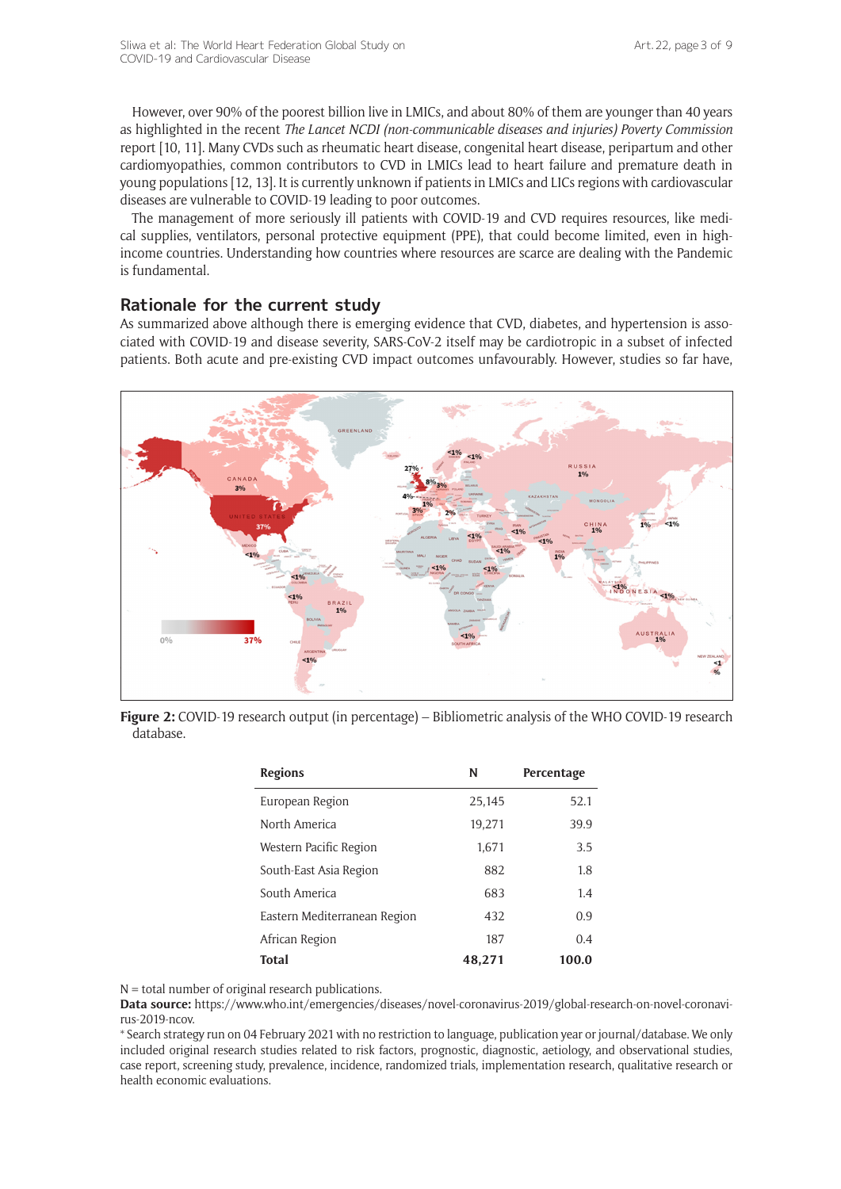However, over 90% of the poorest billion live in LMICs, and about 80% of them are younger than 40 years as highlighted in the recent *The Lancet NCDI (non-communicable diseases and injuries) Poverty Commission* report [10, 11]. Many CVDs such as rheumatic heart disease, congenital heart disease, peripartum and other cardiomyopathies, common contributors to CVD in LMICs lead to heart failure and premature death in young populations [12, 13]. It is currently unknown if patients in LMICs and LICs regions with cardiovascular diseases are vulnerable to COVID-19 leading to poor outcomes.

The management of more seriously ill patients with COVID-19 and CVD requires resources, like medical supplies, ventilators, personal protective equipment (PPE), that could become limited, even in high-income countries. Understanding how countries where resources are scarce are dealing with the Pandemic is fundamental.

## Rationale for the current study

As summarized above although there is emerging evidence that CVD, diabetes, and hypertension is associated with COVID-19 and disease severity, SARS-CoV-2 itself may be cardiotropic in a subset of infected patients. Both acute and pre-existing CVD impact outcomes unfavourably. However, studies so far have,

**Figure 2:** COVID-19 research output (in percentage) – Bibliometric analysis of the WHO COVID-19 research database.

| Regions | N | Percentage |
|---|---|---|
| European Region | 25,145 | 52.1 |
| North America | 19,271 | 39.9 |
| Western Pacific Region | 1,671 | 3.5 |
| South-East Asia Region | 882 | 1.8 |
| South America | 683 | 1.4 |
| Eastern Mediterranean Region | 432 | 0.9 |
| African Region | 187 | 0.4 |
| **Total** | **48,271** | **100.0** |

N = total number of original research publications.
**Data source:** https://www.who.int/emergencies/diseases/novel-coronavirus-2019/global-research-on-novel-coronavirus-2019-ncov.
* Search strategy run on 04 February 2021 with no restriction to language, publication year or journal/database. We only included original research studies related to risk factors, prognostic, diagnostic, aetiology, and observational studies, case report, screening study, prevalence, incidence, randomized trials, implementation research, qualitative research or health economic evaluations.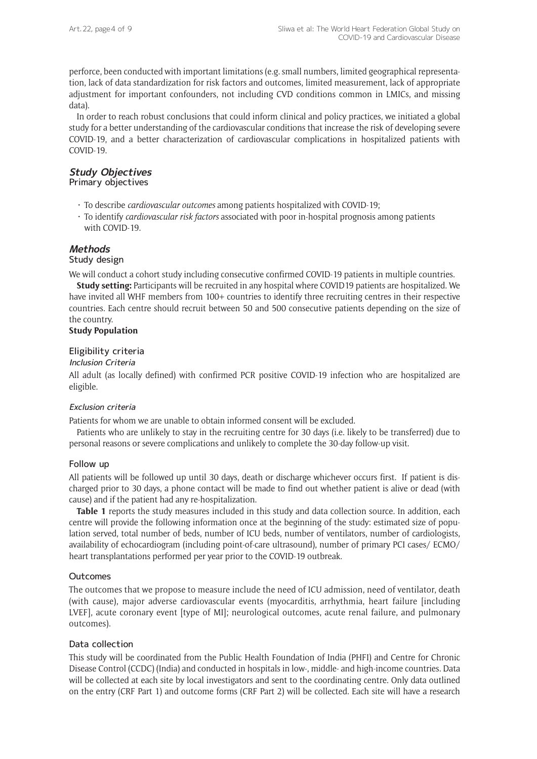perforce, been conducted with important limitations (e.g. small numbers, limited geographical representation, lack of data standardization for risk factors and outcomes, limited measurement, lack of appropriate adjustment for important confounders, not including CVD conditions common in LMICs, and missing data).

In order to reach robust conclusions that could inform clinical and policy practices, we initiated a global study for a better understanding of the cardiovascular conditions that increase the risk of developing severe COVID-19, and a better characterization of cardiovascular complications in hospitalized patients with COVID-19.

## Study Objectives

### Primary objectives

- To describe *cardiovascular outcomes* among patients hospitalized with COVID-19;
- To identify *cardiovascular risk factors* associated with poor in-hospital prognosis among patients with COVID-19.

## Methods

### Study design

We will conduct a cohort study including consecutive confirmed COVID-19 patients in multiple countries.

**Study setting:** Participants will be recruited in any hospital where COVID19 patients are hospitalized. We have invited all WHF members from 100+ countries to identify three recruiting centres in their respective countries. Each centre should recruit between 50 and 500 consecutive patients depending on the size of the country.

**Study Population**

### Eligibility criteria

#### *Inclusion Criteria*

All adult (as locally defined) with confirmed PCR positive COVID-19 infection who are hospitalized are eligible.

#### *Exclusion criteria*

Patients for whom we are unable to obtain informed consent will be excluded.

Patients who are unlikely to stay in the recruiting centre for 30 days (i.e. likely to be transferred) due to personal reasons or severe complications and unlikely to complete the 30-day follow-up visit.

### Follow up

All patients will be followed up until 30 days, death or discharge whichever occurs first. If patient is discharged prior to 30 days, a phone contact will be made to find out whether patient is alive or dead (with cause) and if the patient had any re-hospitalization.

**Table 1** reports the study measures included in this study and data collection source. In addition, each centre will provide the following information once at the beginning of the study: estimated size of population served, total number of beds, number of ICU beds, number of ventilators, number of cardiologists, availability of echocardiogram (including point-of-care ultrasound), number of primary PCI cases/ ECMO/ heart transplantations performed per year prior to the COVID-19 outbreak.

### Outcomes

The outcomes that we propose to measure include the need of ICU admission, need of ventilator, death (with cause), major adverse cardiovascular events (myocarditis, arrhythmia, heart failure [including LVEF], acute coronary event [type of MI]; neurological outcomes, acute renal failure, and pulmonary outcomes).

### Data collection

This study will be coordinated from the Public Health Foundation of India (PHFI) and Centre for Chronic Disease Control (CCDC) (India) and conducted in hospitals in low-, middle- and high-income countries. Data will be collected at each site by local investigators and sent to the coordinating centre. Only data outlined on the entry (CRF Part 1) and outcome forms (CRF Part 2) will be collected. Each site will have a research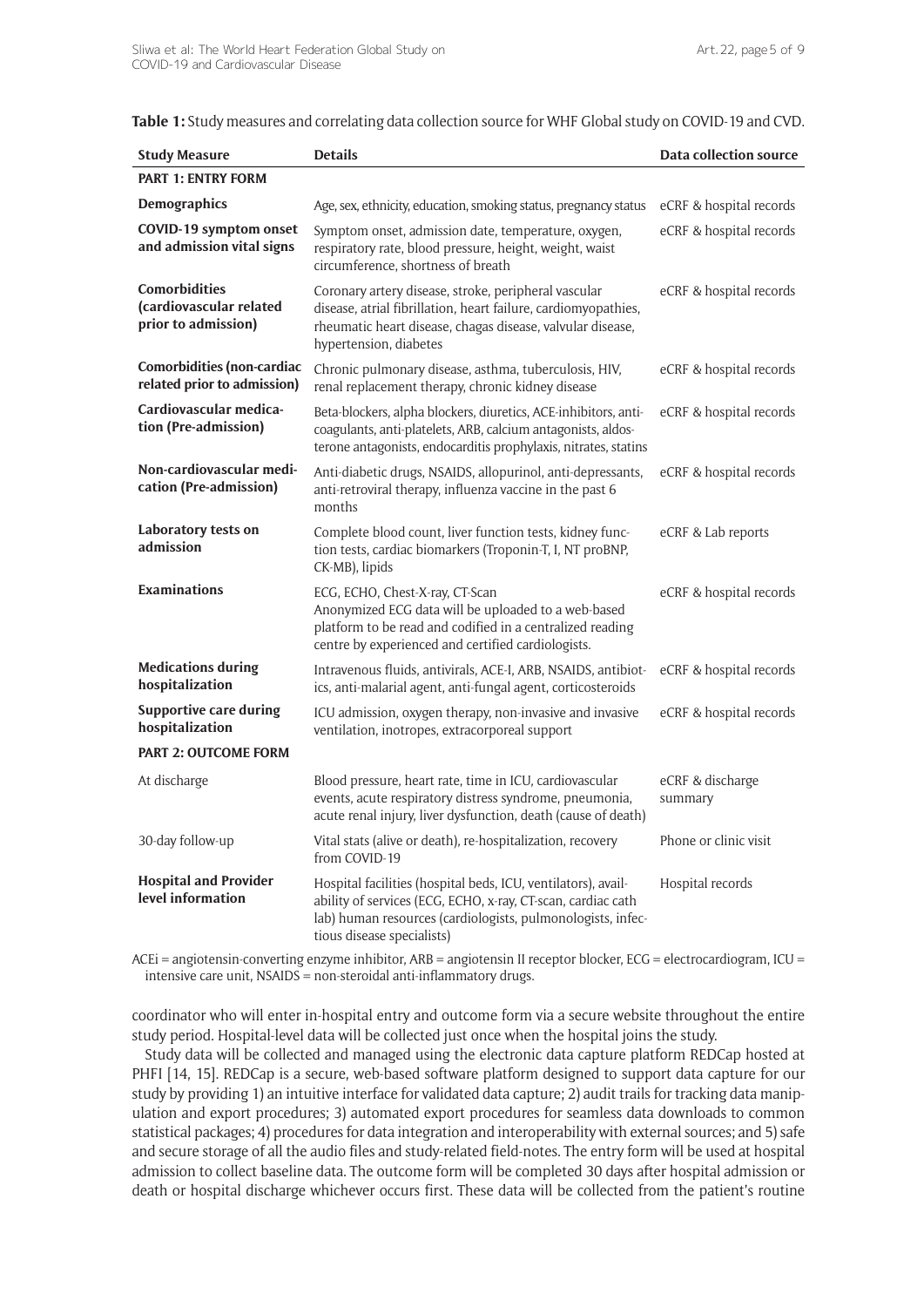**Table 1:** Study measures and correlating data collection source for WHF Global study on COVID-19 and CVD.

| Study Measure | Details | Data collection source |
|---|---|---|
| **PART 1: ENTRY FORM** | | |
| **Demographics** | Age, sex, ethnicity, education, smoking status, pregnancy status | eCRF & hospital records |
| **COVID-19 symptom onset and admission vital signs** | Symptom onset, admission date, temperature, oxygen, respiratory rate, blood pressure, height, weight, waist circumference, shortness of breath | eCRF & hospital records |
| **Comorbidities (cardiovascular related prior to admission)** | Coronary artery disease, stroke, peripheral vascular disease, atrial fibrillation, heart failure, cardiomyopathies, rheumatic heart disease, chagas disease, valvular disease, hypertension, diabetes | eCRF & hospital records |
| **Comorbidities (non-cardiac related prior to admission)** | Chronic pulmonary disease, asthma, tuberculosis, HIV, renal replacement therapy, chronic kidney disease | eCRF & hospital records |
| **Cardiovascular medication (Pre-admission)** | Beta-blockers, alpha blockers, diuretics, ACE-inhibitors, anti-coagulants, anti-platelets, ARB, calcium antagonists, aldosterone antagonists, endocarditis prophylaxis, nitrates, statins | eCRF & hospital records |
| **Non-cardiovascular medication (Pre-admission)** | Anti-diabetic drugs, NSAIDS, allopurinol, anti-depressants, anti-retroviral therapy, influenza vaccine in the past 6 months | eCRF & hospital records |
| **Laboratory tests on admission** | Complete blood count, liver function tests, kidney function tests, cardiac biomarkers (Troponin-T, I, NT proBNP, CK-MB), lipids | eCRF & Lab reports |
| **Examinations** | ECG, ECHO, Chest-X-ray, CT-Scan<br>Anonymized ECG data will be uploaded to a web-based platform to be read and codified in a centralized reading centre by experienced and certified cardiologists. | eCRF & hospital records |
| **Medications during hospitalization** | Intravenous fluids, antivirals, ACE-I, ARB, NSAIDS, antibiotics, anti-malarial agent, anti-fungal agent, corticosteroids | eCRF & hospital records |
| **Supportive care during hospitalization** | ICU admission, oxygen therapy, non-invasive and invasive ventilation, inotropes, extracorporeal support | eCRF & hospital records |
| **PART 2: OUTCOME FORM** | | |
| At discharge | Blood pressure, heart rate, time in ICU, cardiovascular events, acute respiratory distress syndrome, pneumonia, acute renal injury, liver dysfunction, death (cause of death) | eCRF & discharge summary |
| 30-day follow-up | Vital stats (alive or death), re-hospitalization, recovery from COVID-19 | Phone or clinic visit |
| **Hospital and Provider level information** | Hospital facilities (hospital beds, ICU, ventilators), availability of services (ECG, ECHO, x-ray, CT-scan, cardiac cath lab) human resources (cardiologists, pulmonologists, infectious disease specialists) | Hospital records |

ACEi = angiotensin-converting enzyme inhibitor, ARB = angiotensin II receptor blocker, ECG = electrocardiogram, ICU = intensive care unit, NSAIDS = non-steroidal anti-inflammatory drugs.

coordinator who will enter in-hospital entry and outcome form via a secure website throughout the entire study period. Hospital-level data will be collected just once when the hospital joins the study.

Study data will be collected and managed using the electronic data capture platform REDCap hosted at PHFI [14, 15]. REDCap is a secure, web-based software platform designed to support data capture for our study by providing 1) an intuitive interface for validated data capture; 2) audit trails for tracking data manipulation and export procedures; 3) automated export procedures for seamless data downloads to common statistical packages; 4) procedures for data integration and interoperability with external sources; and 5) safe and secure storage of all the audio files and study-related field-notes. The entry form will be used at hospital admission to collect baseline data. The outcome form will be completed 30 days after hospital admission or death or hospital discharge whichever occurs first. These data will be collected from the patient's routine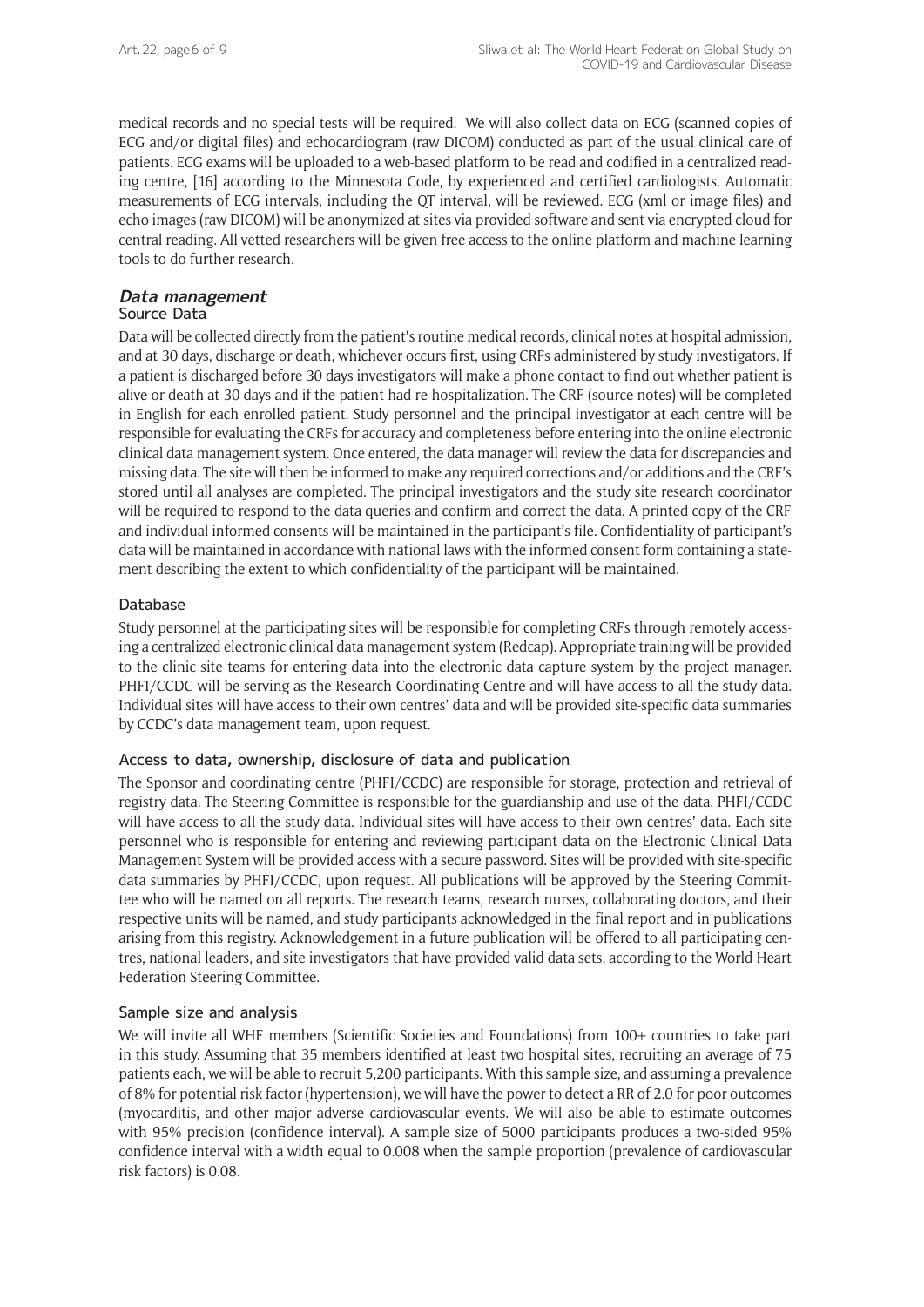medical records and no special tests will be required. We will also collect data on ECG (scanned copies of ECG and/or digital files) and echocardiogram (raw DICOM) conducted as part of the usual clinical care of patients. ECG exams will be uploaded to a web-based platform to be read and codified in a centralized reading centre, [16] according to the Minnesota Code, by experienced and certified cardiologists. Automatic measurements of ECG intervals, including the QT interval, will be reviewed. ECG (xml or image files) and echo images (raw DICOM) will be anonymized at sites via provided software and sent via encrypted cloud for central reading. All vetted researchers will be given free access to the online platform and machine learning tools to do further research.

## *Data management*

### Source Data

Data will be collected directly from the patient's routine medical records, clinical notes at hospital admission, and at 30 days, discharge or death, whichever occurs first, using CRFs administered by study investigators. If a patient is discharged before 30 days investigators will make a phone contact to find out whether patient is alive or death at 30 days and if the patient had re-hospitalization. The CRF (source notes) will be completed in English for each enrolled patient. Study personnel and the principal investigator at each centre will be responsible for evaluating the CRFs for accuracy and completeness before entering into the online electronic clinical data management system. Once entered, the data manager will review the data for discrepancies and missing data. The site will then be informed to make any required corrections and/or additions and the CRF's stored until all analyses are completed. The principal investigators and the study site research coordinator will be required to respond to the data queries and confirm and correct the data. A printed copy of the CRF and individual informed consents will be maintained in the participant's file. Confidentiality of participant's data will be maintained in accordance with national laws with the informed consent form containing a statement describing the extent to which confidentiality of the participant will be maintained.

### Database

Study personnel at the participating sites will be responsible for completing CRFs through remotely accessing a centralized electronic clinical data management system (Redcap). Appropriate training will be provided to the clinic site teams for entering data into the electronic data capture system by the project manager. PHFI/CCDC will be serving as the Research Coordinating Centre and will have access to all the study data. Individual sites will have access to their own centres' data and will be provided site-specific data summaries by CCDC's data management team, upon request.

### Access to data, ownership, disclosure of data and publication

The Sponsor and coordinating centre (PHFI/CCDC) are responsible for storage, protection and retrieval of registry data. The Steering Committee is responsible for the guardianship and use of the data. PHFI/CCDC will have access to all the study data. Individual sites will have access to their own centres' data. Each site personnel who is responsible for entering and reviewing participant data on the Electronic Clinical Data Management System will be provided access with a secure password. Sites will be provided with site-specific data summaries by PHFI/CCDC, upon request. All publications will be approved by the Steering Committee who will be named on all reports. The research teams, research nurses, collaborating doctors, and their respective units will be named, and study participants acknowledged in the final report and in publications arising from this registry. Acknowledgement in a future publication will be offered to all participating centres, national leaders, and site investigators that have provided valid data sets, according to the World Heart Federation Steering Committee.

### Sample size and analysis

We will invite all WHF members (Scientific Societies and Foundations) from 100+ countries to take part in this study. Assuming that 35 members identified at least two hospital sites, recruiting an average of 75 patients each, we will be able to recruit 5,200 participants. With this sample size, and assuming a prevalence of 8% for potential risk factor (hypertension), we will have the power to detect a RR of 2.0 for poor outcomes (myocarditis, and other major adverse cardiovascular events. We will also be able to estimate outcomes with 95% precision (confidence interval). A sample size of 5000 participants produces a two-sided 95% confidence interval with a width equal to 0.008 when the sample proportion (prevalence of cardiovascular risk factors) is 0.08.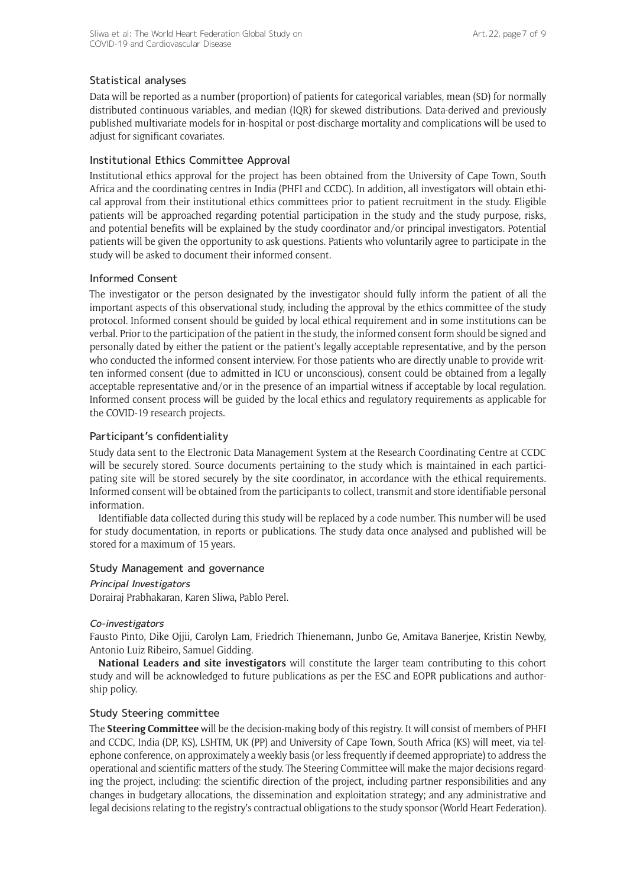## Statistical analyses

Data will be reported as a number (proportion) of patients for categorical variables, mean (SD) for normally distributed continuous variables, and median (IQR) for skewed distributions. Data-derived and previously published multivariate models for in-hospital or post-discharge mortality and complications will be used to adjust for significant covariates.

## Institutional Ethics Committee Approval

Institutional ethics approval for the project has been obtained from the University of Cape Town, South Africa and the coordinating centres in India (PHFI and CCDC). In addition, all investigators will obtain ethical approval from their institutional ethics committees prior to patient recruitment in the study. Eligible patients will be approached regarding potential participation in the study and the study purpose, risks, and potential benefits will be explained by the study coordinator and/or principal investigators. Potential patients will be given the opportunity to ask questions. Patients who voluntarily agree to participate in the study will be asked to document their informed consent.

## Informed Consent

The investigator or the person designated by the investigator should fully inform the patient of all the important aspects of this observational study, including the approval by the ethics committee of the study protocol. Informed consent should be guided by local ethical requirement and in some institutions can be verbal. Prior to the participation of the patient in the study, the informed consent form should be signed and personally dated by either the patient or the patient's legally acceptable representative, and by the person who conducted the informed consent interview. For those patients who are directly unable to provide written informed consent (due to admitted in ICU or unconscious), consent could be obtained from a legally acceptable representative and/or in the presence of an impartial witness if acceptable by local regulation. Informed consent process will be guided by the local ethics and regulatory requirements as applicable for the COVID-19 research projects.

## Participant's confidentiality

Study data sent to the Electronic Data Management System at the Research Coordinating Centre at CCDC will be securely stored. Source documents pertaining to the study which is maintained in each participating site will be stored securely by the site coordinator, in accordance with the ethical requirements. Informed consent will be obtained from the participants to collect, transmit and store identifiable personal information.

Identifiable data collected during this study will be replaced by a code number. This number will be used for study documentation, in reports or publications. The study data once analysed and published will be stored for a maximum of 15 years.

## Study Management and governance

*Principal Investigators*

Dorairaj Prabhakaran, Karen Sliwa, Pablo Perel.

*Co-investigators*

Fausto Pinto, Dike Ojjii, Carolyn Lam, Friedrich Thienemann, Junbo Ge, Amitava Banerjee, Kristin Newby, Antonio Luiz Ribeiro, Samuel Gidding.

**National Leaders and site investigators** will constitute the larger team contributing to this cohort study and will be acknowledged to future publications as per the ESC and EOPR publications and authorship policy.

## Study Steering committee

The **Steering Committee** will be the decision-making body of this registry. It will consist of members of PHFI and CCDC, India (DP, KS), LSHTM, UK (PP) and University of Cape Town, South Africa (KS) will meet, via telephone conference, on approximately a weekly basis (or less frequently if deemed appropriate) to address the operational and scientific matters of the study. The Steering Committee will make the major decisions regarding the project, including: the scientific direction of the project, including partner responsibilities and any changes in budgetary allocations, the dissemination and exploitation strategy; and any administrative and legal decisions relating to the registry's contractual obligations to the study sponsor (World Heart Federation).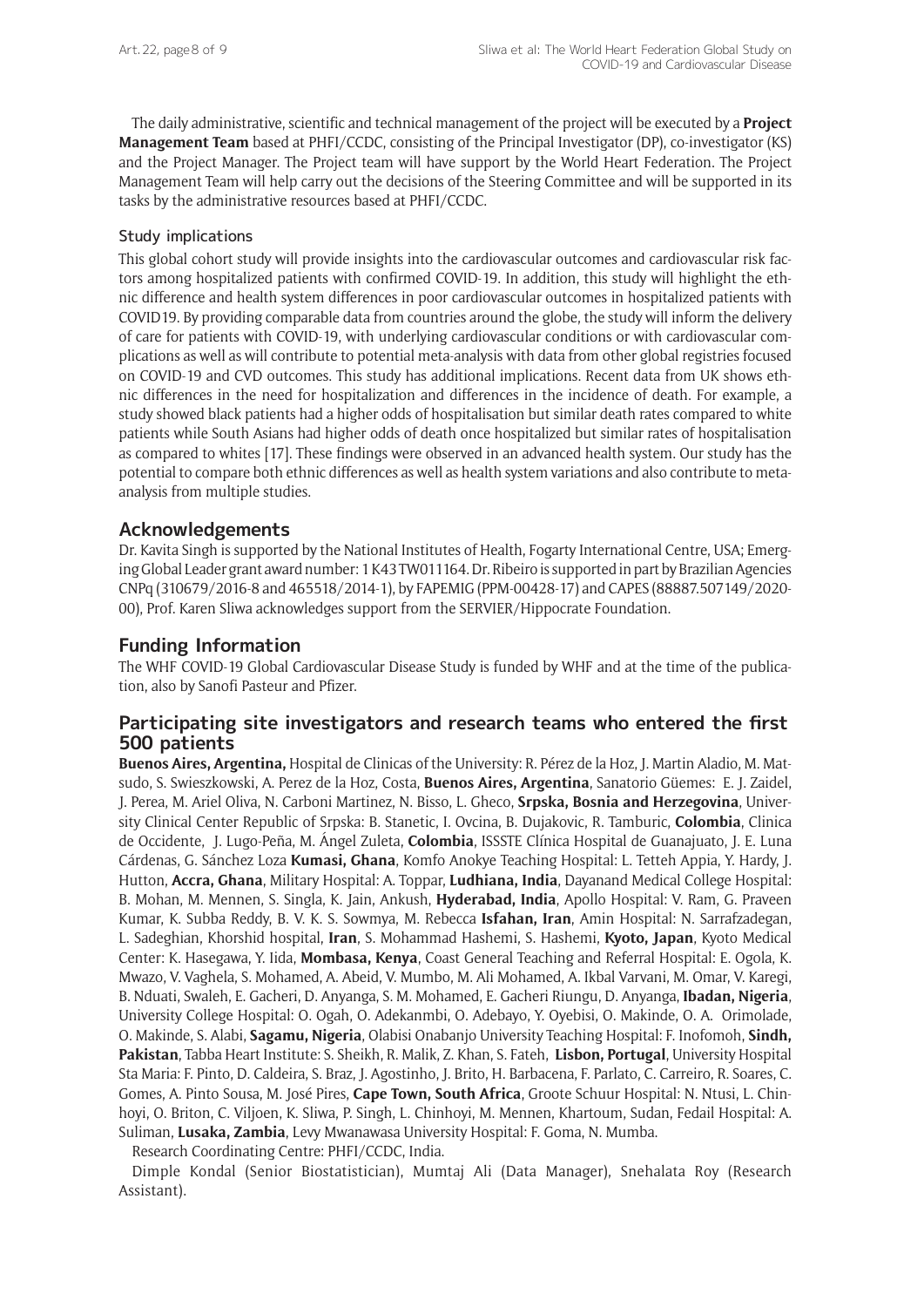The daily administrative, scientific and technical management of the project will be executed by a **Project Management Team** based at PHFI/CCDC, consisting of the Principal Investigator (DP), co-investigator (KS) and the Project Manager. The Project team will have support by the World Heart Federation. The Project Management Team will help carry out the decisions of the Steering Committee and will be supported in its tasks by the administrative resources based at PHFI/CCDC.

### Study implications

This global cohort study will provide insights into the cardiovascular outcomes and cardiovascular risk factors among hospitalized patients with confirmed COVID-19. In addition, this study will highlight the ethnic difference and health system differences in poor cardiovascular outcomes in hospitalized patients with COVID19. By providing comparable data from countries around the globe, the study will inform the delivery of care for patients with COVID-19, with underlying cardiovascular conditions or with cardiovascular complications as well as will contribute to potential meta-analysis with data from other global registries focused on COVID-19 and CVD outcomes. This study has additional implications. Recent data from UK shows ethnic differences in the need for hospitalization and differences in the incidence of death. For example, a study showed black patients had a higher odds of hospitalisation but similar death rates compared to white patients while South Asians had higher odds of death once hospitalized but similar rates of hospitalisation as compared to whites [17]. These findings were observed in an advanced health system. Our study has the potential to compare both ethnic differences as well as health system variations and also contribute to meta-analysis from multiple studies.

## Acknowledgements

Dr. Kavita Singh is supported by the National Institutes of Health, Fogarty International Centre, USA; Emerging Global Leader grant award number: 1 K43 TW011164. Dr. Ribeiro is supported in part by Brazilian Agencies CNPq (310679/2016-8 and 465518/2014-1), by FAPEMIG (PPM-00428-17) and CAPES (88887.507149/2020-00), Prof. Karen Sliwa acknowledges support from the SERVIER/Hippocrate Foundation.

## Funding Information

The WHF COVID-19 Global Cardiovascular Disease Study is funded by WHF and at the time of the publication, also by Sanofi Pasteur and Pfizer.

## Participating site investigators and research teams who entered the first 500 patients

**Buenos Aires, Argentina,** Hospital de Clinicas of the University: R. Pérez de la Hoz, J. Martin Aladio, M. Matsudo, S. Swieszkowski, A. Perez de la Hoz, Costa, **Buenos Aires, Argentina**, Sanatorio Güemes: E. J. Zaidel, J. Perea, M. Ariel Oliva, N. Carboni Martinez, N. Bisso, L. Gheco, **Srpska, Bosnia and Herzegovina**, University Clinical Center Republic of Srpska: B. Stanetic, I. Ovcina, B. Dujakovic, R. Tamburic, **Colombia**, Clinica de Occidente, J. Lugo-Peña, M. Ángel Zuleta, **Colombia**, ISSSTE Clínica Hospital de Guanajuato, J. E. Luna Cárdenas, G. Sánchez Loza **Kumasi, Ghana**, Komfo Anokye Teaching Hospital: L. Tetteh Appia, Y. Hardy, J. Hutton, **Accra, Ghana**, Military Hospital: A. Toppar, **Ludhiana, India**, Dayanand Medical College Hospital: B. Mohan, M. Mennen, S. Singla, K. Jain, Ankush, **Hyderabad, India**, Apollo Hospital: V. Ram, G. Praveen Kumar, K. Subba Reddy, B. V. K. S. Sowmya, M. Rebecca **Isfahan, Iran**, Amin Hospital: N. Sarrafzadegan, L. Sadeghian, Khorshid hospital, **Iran**, S. Mohammad Hashemi, S. Hashemi, **Kyoto, Japan**, Kyoto Medical Center: K. Hasegawa, Y. Iida, **Mombasa, Kenya**, Coast General Teaching and Referral Hospital: E. Ogola, K. Mwazo, V. Vaghela, S. Mohamed, A. Abeid, V. Mumbo, M. Ali Mohamed, A. Ikbal Varvani, M. Omar, V. Karegi, B. Nduati, Swaleh, E. Gacheri, D. Anyanga, S. M. Mohamed, E. Gacheri Riungu, D. Anyanga, **Ibadan, Nigeria**, University College Hospital: O. Ogah, O. Adekanmbi, O. Adebayo, Y. Oyebisi, O. Makinde, O. A. Orimolade, O. Makinde, S. Alabi, **Sagamu, Nigeria**, Olabisi Onabanjo University Teaching Hospital: F. Inofomoh, **Sindh, Pakistan**, Tabba Heart Institute: S. Sheikh, R. Malik, Z. Khan, S. Fateh, **Lisbon, Portugal**, University Hospital Sta Maria: F. Pinto, D. Caldeira, S. Braz, J. Agostinho, J. Brito, H. Barbacena, F. Parlato, C. Carreiro, R. Soares, C. Gomes, A. Pinto Sousa, M. José Pires, **Cape Town, South Africa**, Groote Schuur Hospital: N. Ntusi, L. Chinhoyi, O. Briton, C. Viljoen, K. Sliwa, P. Singh, L. Chinhoyi, M. Mennen, Khartoum, Sudan, Fedail Hospital: A. Suliman, **Lusaka, Zambia**, Levy Mwanawasa University Hospital: F. Goma, N. Mumba.

Research Coordinating Centre: PHFI/CCDC, India.

Dimple Kondal (Senior Biostatistician), Mumtaj Ali (Data Manager), Snehalata Roy (Research Assistant).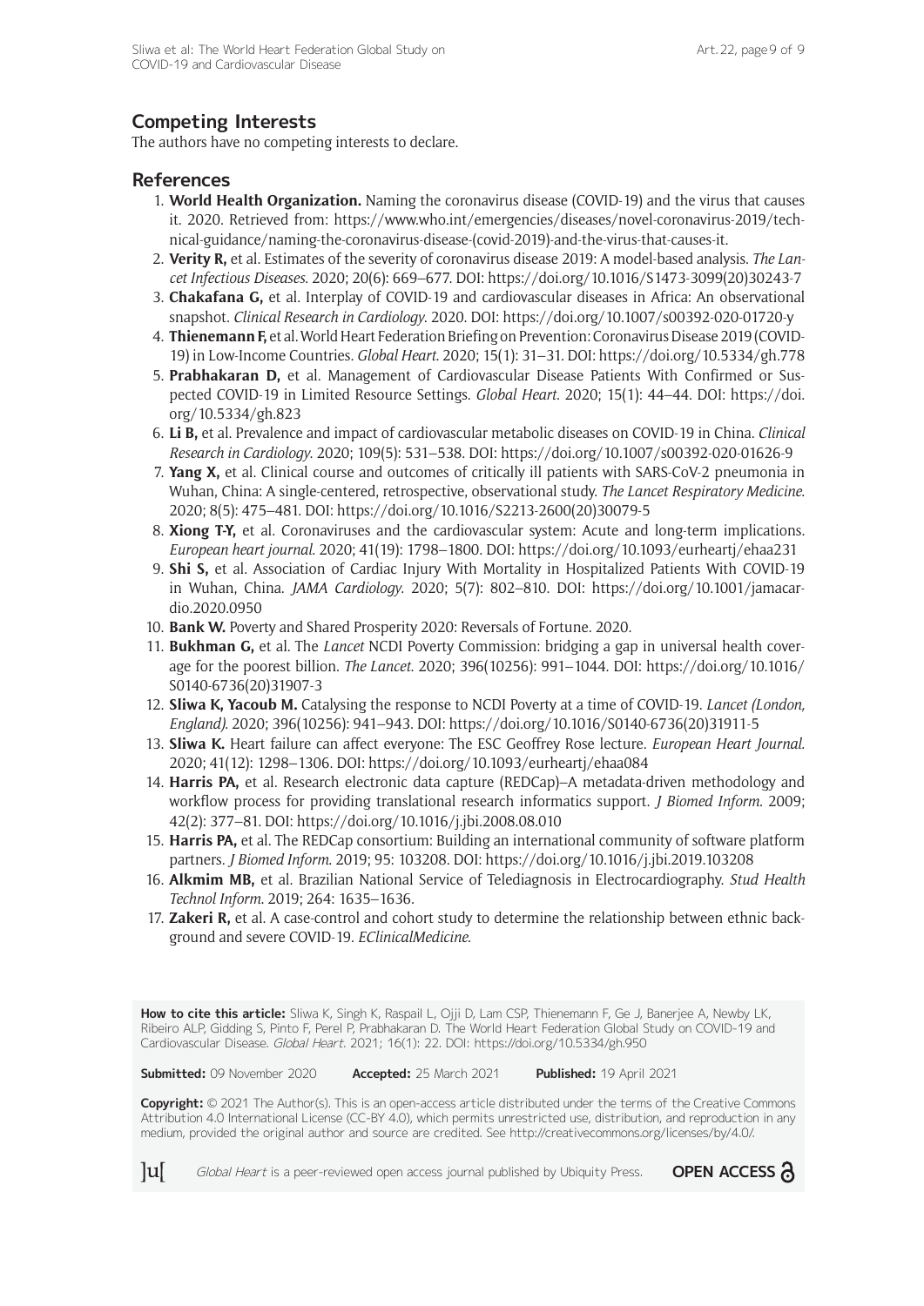## Competing Interests

The authors have no competing interests to declare.

## References

1. **World Health Organization.** Naming the coronavirus disease (COVID-19) and the virus that causes it. 2020. Retrieved from: https://www.who.int/emergencies/diseases/novel-coronavirus-2019/technical-guidance/naming-the-coronavirus-disease-(covid-2019)-and-the-virus-that-causes-it.
2. **Verity R,** et al. Estimates of the severity of coronavirus disease 2019: A model-based analysis. *The Lancet Infectious Diseases*. 2020; 20(6): 669–677. DOI: https://doi.org/10.1016/S1473-3099(20)30243-7
3. **Chakafana G,** et al. Interplay of COVID-19 and cardiovascular diseases in Africa: An observational snapshot. *Clinical Research in Cardiology*. 2020. DOI: https://doi.org/10.1007/s00392-020-01720-y
4. **Thienemann F,** et al. World Heart Federation Briefing on Prevention: Coronavirus Disease 2019 (COVID-19) in Low-Income Countries. *Global Heart*. 2020; 15(1): 31–31. DOI: https://doi.org/10.5334/gh.778
5. **Prabhakaran D,** et al. Management of Cardiovascular Disease Patients With Confirmed or Suspected COVID-19 in Limited Resource Settings. *Global Heart*. 2020; 15(1): 44–44. DOI: https://doi.org/10.5334/gh.823
6. **Li B,** et al. Prevalence and impact of cardiovascular metabolic diseases on COVID-19 in China. *Clinical Research in Cardiology*. 2020; 109(5): 531–538. DOI: https://doi.org/10.1007/s00392-020-01626-9
7. **Yang X,** et al. Clinical course and outcomes of critically ill patients with SARS-CoV-2 pneumonia in Wuhan, China: A single-centered, retrospective, observational study. *The Lancet Respiratory Medicine*. 2020; 8(5): 475–481. DOI: https://doi.org/10.1016/S2213-2600(20)30079-5
8. **Xiong T-Y,** et al. Coronaviruses and the cardiovascular system: Acute and long-term implications. *European heart journal*. 2020; 41(19): 1798–1800. DOI: https://doi.org/10.1093/eurheartj/ehaa231
9. **Shi S,** et al. Association of Cardiac Injury With Mortality in Hospitalized Patients With COVID-19 in Wuhan, China. *JAMA Cardiology*. 2020; 5(7): 802–810. DOI: https://doi.org/10.1001/jamacardio.2020.0950
10. **Bank W.** Poverty and Shared Prosperity 2020: Reversals of Fortune. 2020.
11. **Bukhman G,** et al. The *Lancet* NCDI Poverty Commission: bridging a gap in universal health coverage for the poorest billion. *The Lancet*. 2020; 396(10256): 991–1044. DOI: https://doi.org/10.1016/S0140-6736(20)31907-3
12. **Sliwa K, Yacoub M.** Catalysing the response to NCDI Poverty at a time of COVID-19. *Lancet (London, England)*. 2020; 396(10256): 941–943. DOI: https://doi.org/10.1016/S0140-6736(20)31911-5
13. **Sliwa K.** Heart failure can affect everyone: The ESC Geoffrey Rose lecture. *European Heart Journal*. 2020; 41(12): 1298–1306. DOI: https://doi.org/10.1093/eurheartj/ehaa084
14. **Harris PA,** et al. Research electronic data capture (REDCap)–A metadata-driven methodology and workflow process for providing translational research informatics support. *J Biomed Inform*. 2009; 42(2): 377–81. DOI: https://doi.org/10.1016/j.jbi.2008.08.010
15. **Harris PA,** et al. The REDCap consortium: Building an international community of software platform partners. *J Biomed Inform*. 2019; 95: 103208. DOI: https://doi.org/10.1016/j.jbi.2019.103208
16. **Alkmim MB,** et al. Brazilian National Service of Telediagnosis in Electrocardiography. *Stud Health Technol Inform*. 2019; 264: 1635–1636.
17. **Zakeri R,** et al. A case-control and cohort study to determine the relationship between ethnic background and severe COVID-19. *EClinicalMedicine*.

**How to cite this article:** Sliwa K, Singh K, Raspail L, Ojji D, Lam CSP, Thienemann F, Ge J, Banerjee A, Newby LK, Ribeiro ALP, Gidding S, Pinto F, Perel P, Prabhakaran D. The World Heart Federation Global Study on COVID-19 and Cardiovascular Disease. *Global Heart*. 2021; 16(1): 22. DOI: https://doi.org/10.5334/gh.950

**Submitted:** 09 November 2020 **Accepted:** 25 March 2021 **Published:** 19 April 2021

**Copyright:** © 2021 The Author(s). This is an open-access article distributed under the terms of the Creative Commons Attribution 4.0 International License (CC-BY 4.0), which permits unrestricted use, distribution, and reproduction in any medium, provided the original author and source are credited. See http://creativecommons.org/licenses/by/4.0/.

*Global Heart* is a peer-reviewed open access journal published by Ubiquity Press. **OPEN ACCESS**